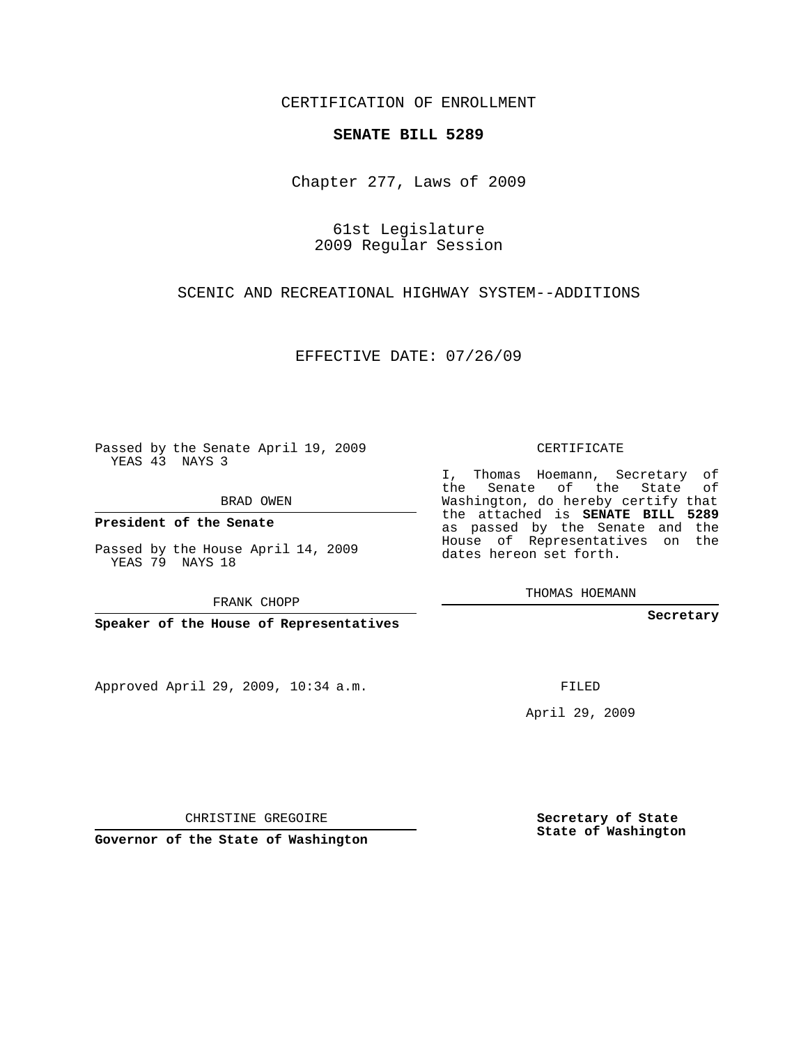CERTIFICATION OF ENROLLMENT

**SENATE BILL 5289**

Chapter 277, Laws of 2009

61st Legislature
2009 Regular Session

SCENIC AND RECREATIONAL HIGHWAY SYSTEM--ADDITIONS

EFFECTIVE DATE: 07/26/09

Passed by the Senate April 19, 2009
YEAS 43 NAYS 3

BRAD OWEN

**President of the Senate**

Passed by the House April 14, 2009
YEAS 79 NAYS 18

FRANK CHOPP

**Speaker of the House of Representatives**

CERTIFICATE

I, Thomas Hoemann, Secretary of the Senate of the State of Washington, do hereby certify that the attached is **SENATE BILL 5289** as passed by the Senate and the House of Representatives on the dates hereon set forth.

THOMAS HOEMANN

**Secretary**

Approved April 29, 2009, 10:34 a.m.

FILED

April 29, 2009

CHRISTINE GREGOIRE

**Governor of the State of Washington**

**Secretary of State**
**State of Washington**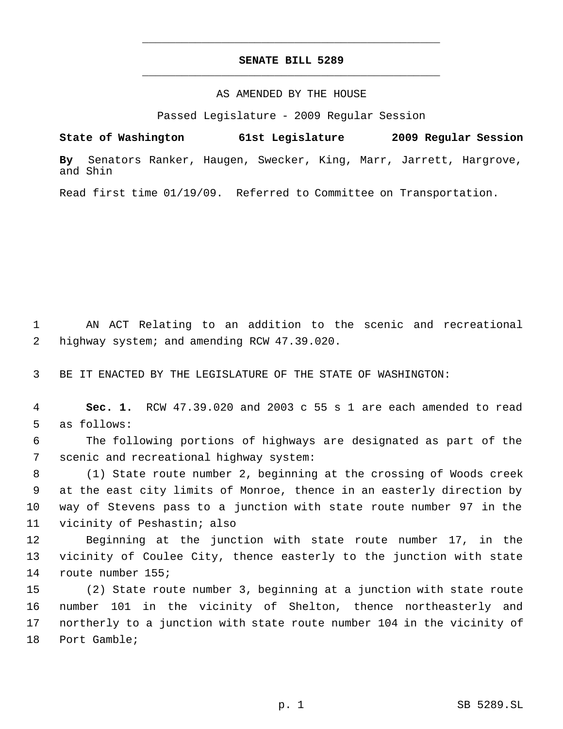# SENATE BILL 5289

AS AMENDED BY THE HOUSE

Passed Legislature - 2009 Regular Session

**State of Washington 61st Legislature 2009 Regular Session**

**By** Senators Ranker, Haugen, Swecker, King, Marr, Jarrett, Hargrove, and Shin

Read first time 01/19/09. Referred to Committee on Transportation.

1 AN ACT Relating to an addition to the scenic and recreational
2 highway system; and amending RCW 47.39.020.

3 BE IT ENACTED BY THE LEGISLATURE OF THE STATE OF WASHINGTON:

4 **Sec. 1.** RCW 47.39.020 and 2003 c 55 s 1 are each amended to read
5 as follows:

6 The following portions of highways are designated as part of the
7 scenic and recreational highway system:

8 (1) State route number 2, beginning at the crossing of Woods creek
9 at the east city limits of Monroe, thence in an easterly direction by
10 way of Stevens pass to a junction with state route number 97 in the
11 vicinity of Peshastin; also

12 Beginning at the junction with state route number 17, in the
13 vicinity of Coulee City, thence easterly to the junction with state
14 route number 155;

15 (2) State route number 3, beginning at a junction with state route
16 number 101 in the vicinity of Shelton, thence northeasterly and
17 northerly to a junction with state route number 104 in the vicinity of
18 Port Gamble;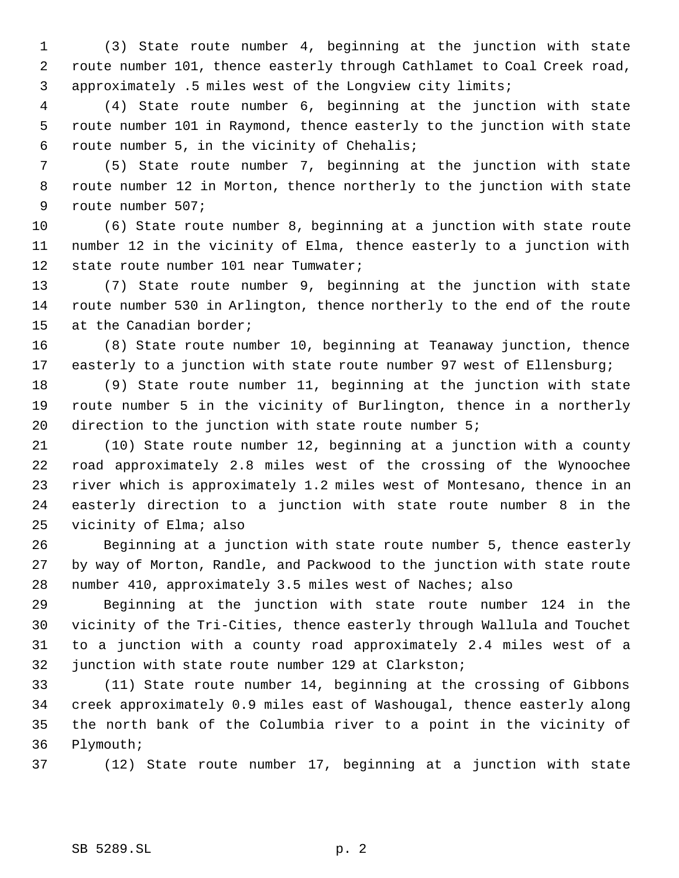(3) State route number 4, beginning at the junction with state route number 101, thence easterly through Cathlamet to Coal Creek road, approximately .5 miles west of the Longview city limits;

(4) State route number 6, beginning at the junction with state route number 101 in Raymond, thence easterly to the junction with state route number 5, in the vicinity of Chehalis;

(5) State route number 7, beginning at the junction with state route number 12 in Morton, thence northerly to the junction with state route number 507;

(6) State route number 8, beginning at a junction with state route number 12 in the vicinity of Elma, thence easterly to a junction with state route number 101 near Tumwater;

(7) State route number 9, beginning at the junction with state route number 530 in Arlington, thence northerly to the end of the route at the Canadian border;

(8) State route number 10, beginning at Teanaway junction, thence easterly to a junction with state route number 97 west of Ellensburg;

(9) State route number 11, beginning at the junction with state route number 5 in the vicinity of Burlington, thence in a northerly direction to the junction with state route number 5;

(10) State route number 12, beginning at a junction with a county road approximately 2.8 miles west of the crossing of the Wynoochee river which is approximately 1.2 miles west of Montesano, thence in an easterly direction to a junction with state route number 8 in the vicinity of Elma; also

Beginning at a junction with state route number 5, thence easterly by way of Morton, Randle, and Packwood to the junction with state route number 410, approximately 3.5 miles west of Naches; also

Beginning at the junction with state route number 124 in the vicinity of the Tri-Cities, thence easterly through Wallula and Touchet to a junction with a county road approximately 2.4 miles west of a junction with state route number 129 at Clarkston;

(11) State route number 14, beginning at the crossing of Gibbons creek approximately 0.9 miles east of Washougal, thence easterly along the north bank of the Columbia river to a point in the vicinity of Plymouth;

(12) State route number 17, beginning at a junction with state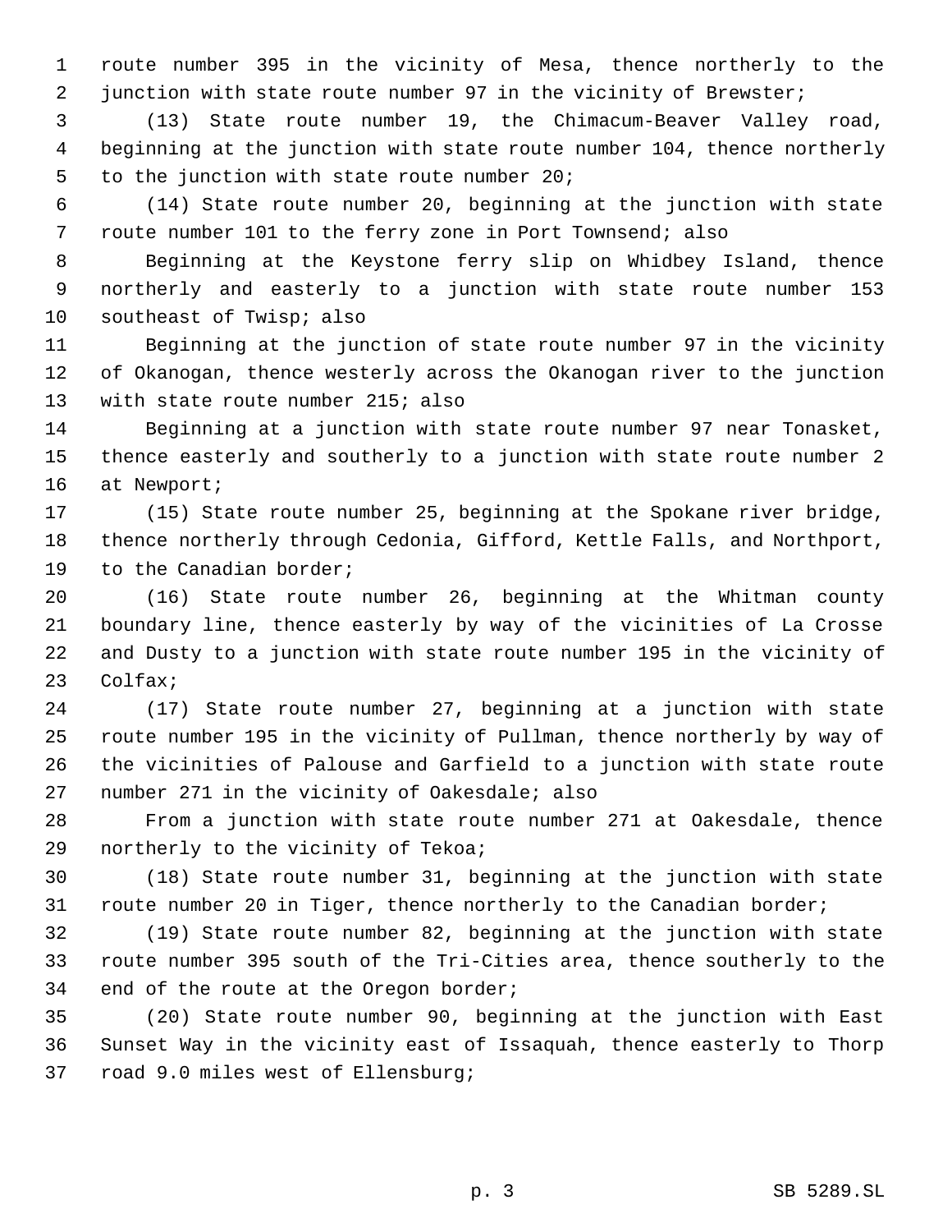route number 395 in the vicinity of Mesa, thence northerly to the junction with state route number 97 in the vicinity of Brewster;

(13) State route number 19, the Chimacum-Beaver Valley road, beginning at the junction with state route number 104, thence northerly to the junction with state route number 20;

(14) State route number 20, beginning at the junction with state route number 101 to the ferry zone in Port Townsend; also

Beginning at the Keystone ferry slip on Whidbey Island, thence northerly and easterly to a junction with state route number 153 southeast of Twisp; also

Beginning at the junction of state route number 97 in the vicinity of Okanogan, thence westerly across the Okanogan river to the junction with state route number 215; also

Beginning at a junction with state route number 97 near Tonasket, thence easterly and southerly to a junction with state route number 2 at Newport;

(15) State route number 25, beginning at the Spokane river bridge, thence northerly through Cedonia, Gifford, Kettle Falls, and Northport, to the Canadian border;

(16) State route number 26, beginning at the Whitman county boundary line, thence easterly by way of the vicinities of La Crosse and Dusty to a junction with state route number 195 in the vicinity of Colfax;

(17) State route number 27, beginning at a junction with state route number 195 in the vicinity of Pullman, thence northerly by way of the vicinities of Palouse and Garfield to a junction with state route number 271 in the vicinity of Oakesdale; also

From a junction with state route number 271 at Oakesdale, thence northerly to the vicinity of Tekoa;

(18) State route number 31, beginning at the junction with state route number 20 in Tiger, thence northerly to the Canadian border;

(19) State route number 82, beginning at the junction with state route number 395 south of the Tri-Cities area, thence southerly to the end of the route at the Oregon border;

(20) State route number 90, beginning at the junction with East Sunset Way in the vicinity east of Issaquah, thence easterly to Thorp road 9.0 miles west of Ellensburg;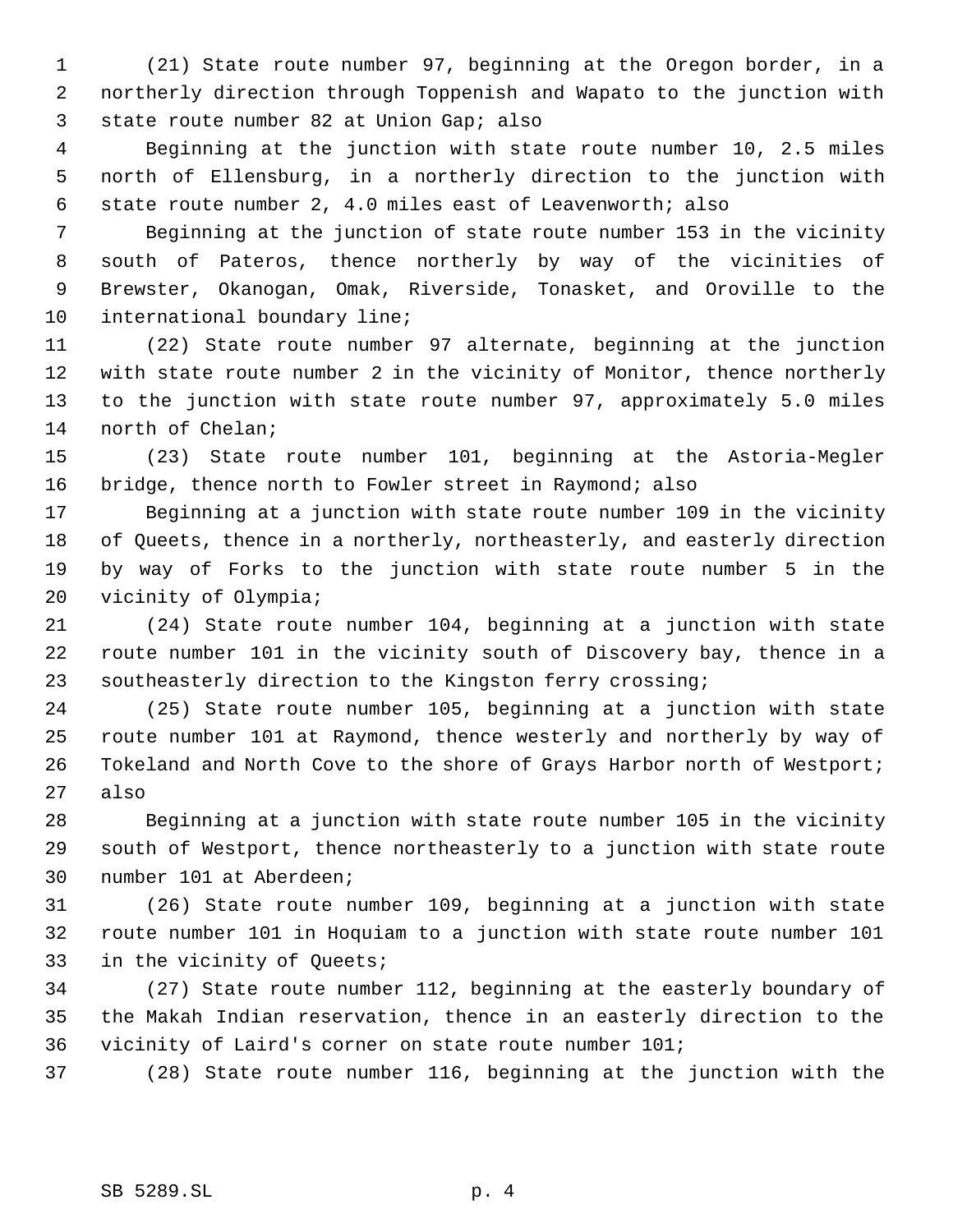(21) State route number 97, beginning at the Oregon border, in a northerly direction through Toppenish and Wapato to the junction with state route number 82 at Union Gap; also

Beginning at the junction with state route number 10, 2.5 miles north of Ellensburg, in a northerly direction to the junction with state route number 2, 4.0 miles east of Leavenworth; also

Beginning at the junction of state route number 153 in the vicinity south of Pateros, thence northerly by way of the vicinities of Brewster, Okanogan, Omak, Riverside, Tonasket, and Oroville to the international boundary line;

(22) State route number 97 alternate, beginning at the junction with state route number 2 in the vicinity of Monitor, thence northerly to the junction with state route number 97, approximately 5.0 miles north of Chelan;

(23) State route number 101, beginning at the Astoria-Megler bridge, thence north to Fowler street in Raymond; also

Beginning at a junction with state route number 109 in the vicinity of Queets, thence in a northerly, northeasterly, and easterly direction by way of Forks to the junction with state route number 5 in the vicinity of Olympia;

(24) State route number 104, beginning at a junction with state route number 101 in the vicinity south of Discovery bay, thence in a southeasterly direction to the Kingston ferry crossing;

(25) State route number 105, beginning at a junction with state route number 101 at Raymond, thence westerly and northerly by way of Tokeland and North Cove to the shore of Grays Harbor north of Westport; also

Beginning at a junction with state route number 105 in the vicinity south of Westport, thence northeasterly to a junction with state route number 101 at Aberdeen;

(26) State route number 109, beginning at a junction with state route number 101 in Hoquiam to a junction with state route number 101 in the vicinity of Queets;

(27) State route number 112, beginning at the easterly boundary of the Makah Indian reservation, thence in an easterly direction to the vicinity of Laird's corner on state route number 101;

(28) State route number 116, beginning at the junction with the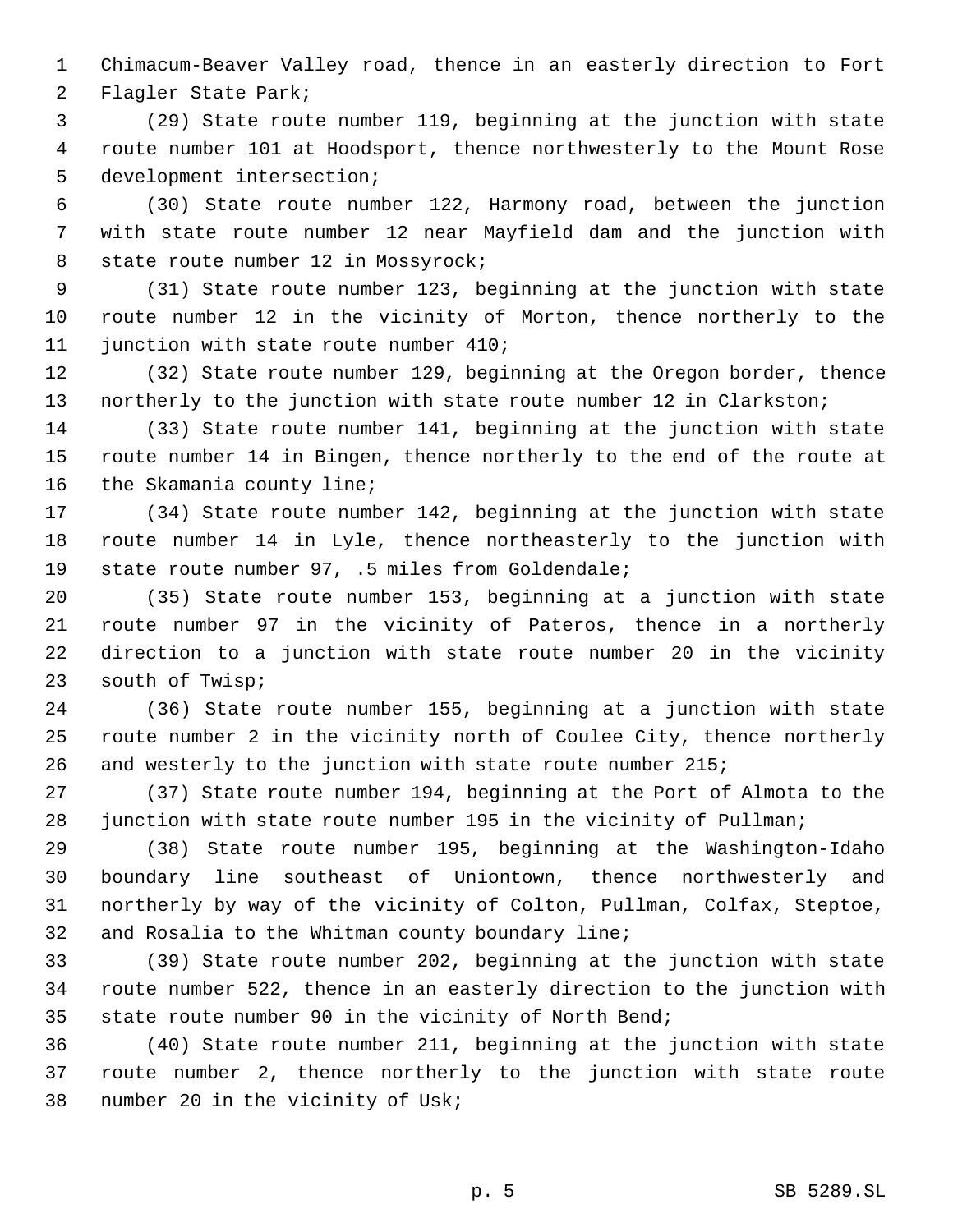Chimacum-Beaver Valley road, thence in an easterly direction to Fort Flagler State Park;

(29) State route number 119, beginning at the junction with state route number 101 at Hoodsport, thence northwesterly to the Mount Rose development intersection;

(30) State route number 122, Harmony road, between the junction with state route number 12 near Mayfield dam and the junction with state route number 12 in Mossyrock;

(31) State route number 123, beginning at the junction with state route number 12 in the vicinity of Morton, thence northerly to the junction with state route number 410;

(32) State route number 129, beginning at the Oregon border, thence northerly to the junction with state route number 12 in Clarkston;

(33) State route number 141, beginning at the junction with state route number 14 in Bingen, thence northerly to the end of the route at the Skamania county line;

(34) State route number 142, beginning at the junction with state route number 14 in Lyle, thence northeasterly to the junction with state route number 97, .5 miles from Goldendale;

(35) State route number 153, beginning at a junction with state route number 97 in the vicinity of Pateros, thence in a northerly direction to a junction with state route number 20 in the vicinity south of Twisp;

(36) State route number 155, beginning at a junction with state route number 2 in the vicinity north of Coulee City, thence northerly and westerly to the junction with state route number 215;

(37) State route number 194, beginning at the Port of Almota to the junction with state route number 195 in the vicinity of Pullman;

(38) State route number 195, beginning at the Washington-Idaho boundary line southeast of Uniontown, thence northwesterly and northerly by way of the vicinity of Colton, Pullman, Colfax, Steptoe, and Rosalia to the Whitman county boundary line;

(39) State route number 202, beginning at the junction with state route number 522, thence in an easterly direction to the junction with state route number 90 in the vicinity of North Bend;

(40) State route number 211, beginning at the junction with state route number 2, thence northerly to the junction with state route number 20 in the vicinity of Usk;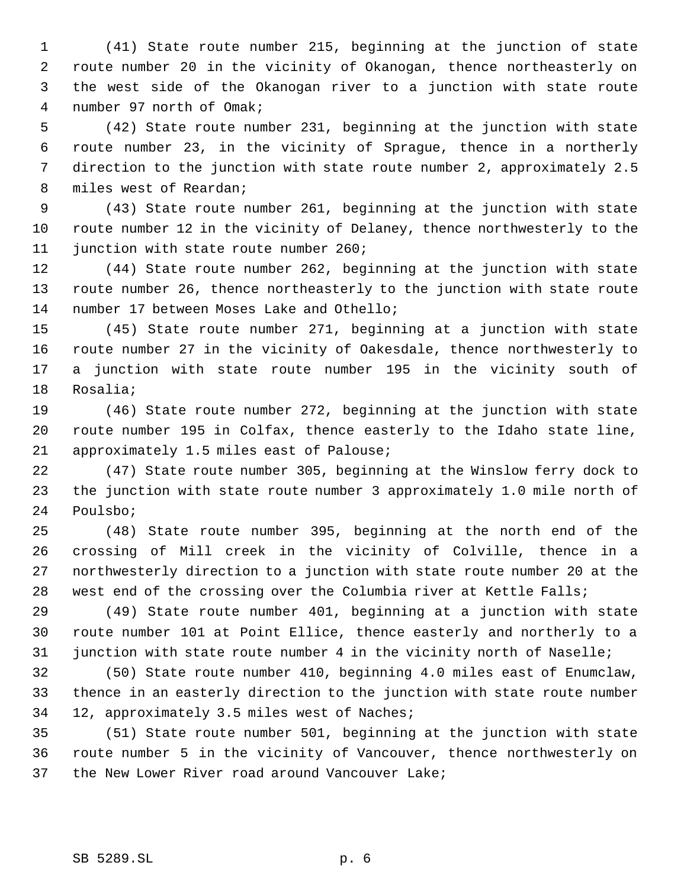(41) State route number 215, beginning at the junction of state route number 20 in the vicinity of Okanogan, thence northeasterly on the west side of the Okanogan river to a junction with state route number 97 north of Omak;

(42) State route number 231, beginning at the junction with state route number 23, in the vicinity of Sprague, thence in a northerly direction to the junction with state route number 2, approximately 2.5 miles west of Reardan;

(43) State route number 261, beginning at the junction with state route number 12 in the vicinity of Delaney, thence northwesterly to the junction with state route number 260;

(44) State route number 262, beginning at the junction with state route number 26, thence northeasterly to the junction with state route number 17 between Moses Lake and Othello;

(45) State route number 271, beginning at a junction with state route number 27 in the vicinity of Oakesdale, thence northwesterly to a junction with state route number 195 in the vicinity south of Rosalia;

(46) State route number 272, beginning at the junction with state route number 195 in Colfax, thence easterly to the Idaho state line, approximately 1.5 miles east of Palouse;

(47) State route number 305, beginning at the Winslow ferry dock to the junction with state route number 3 approximately 1.0 mile north of Poulsbo;

(48) State route number 395, beginning at the north end of the crossing of Mill creek in the vicinity of Colville, thence in a northwesterly direction to a junction with state route number 20 at the west end of the crossing over the Columbia river at Kettle Falls;

(49) State route number 401, beginning at a junction with state route number 101 at Point Ellice, thence easterly and northerly to a junction with state route number 4 in the vicinity north of Naselle;

(50) State route number 410, beginning 4.0 miles east of Enumclaw, thence in an easterly direction to the junction with state route number 12, approximately 3.5 miles west of Naches;

(51) State route number 501, beginning at the junction with state route number 5 in the vicinity of Vancouver, thence northwesterly on the New Lower River road around Vancouver Lake;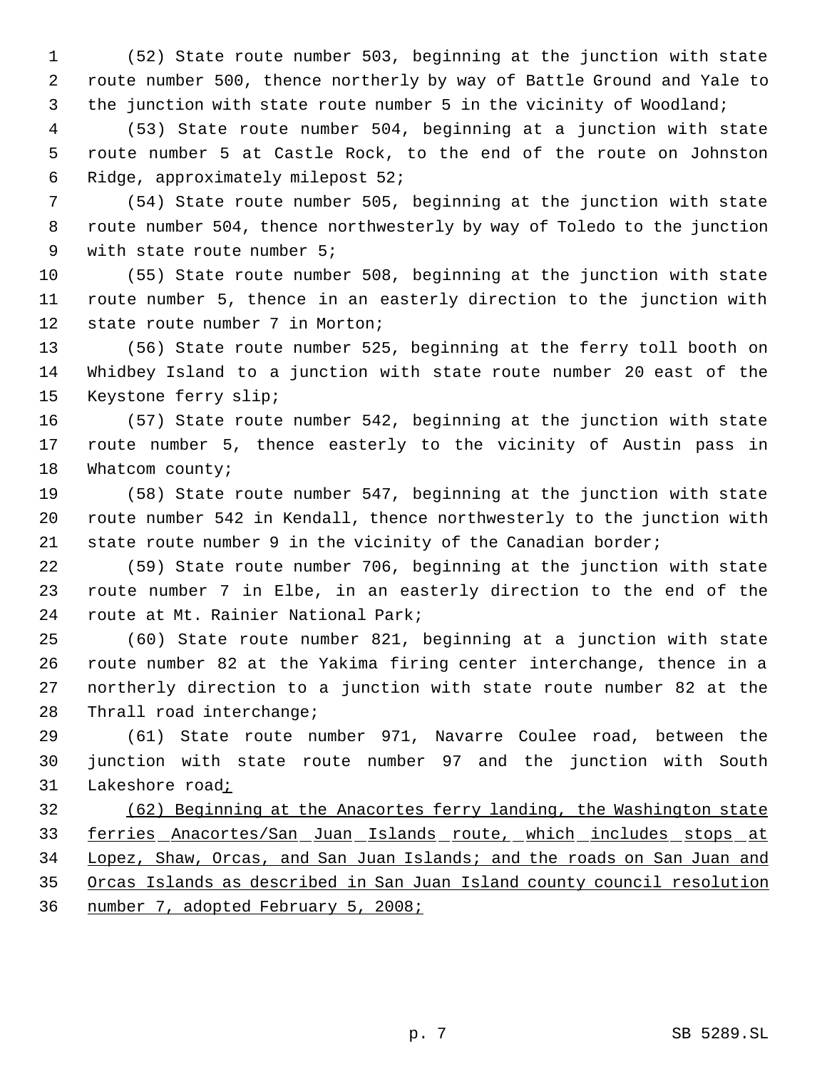(52) State route number 503, beginning at the junction with state route number 500, thence northerly by way of Battle Ground and Yale to the junction with state route number 5 in the vicinity of Woodland;

(53) State route number 504, beginning at a junction with state route number 5 at Castle Rock, to the end of the route on Johnston Ridge, approximately milepost 52;

(54) State route number 505, beginning at the junction with state route number 504, thence northwesterly by way of Toledo to the junction with state route number 5;

(55) State route number 508, beginning at the junction with state route number 5, thence in an easterly direction to the junction with state route number 7 in Morton;

(56) State route number 525, beginning at the ferry toll booth on Whidbey Island to a junction with state route number 20 east of the Keystone ferry slip;

(57) State route number 542, beginning at the junction with state route number 5, thence easterly to the vicinity of Austin pass in Whatcom county;

(58) State route number 547, beginning at the junction with state route number 542 in Kendall, thence northwesterly to the junction with state route number 9 in the vicinity of the Canadian border;

(59) State route number 706, beginning at the junction with state route number 7 in Elbe, in an easterly direction to the end of the route at Mt. Rainier National Park;

(60) State route number 821, beginning at a junction with state route number 82 at the Yakima firing center interchange, thence in a northerly direction to a junction with state route number 82 at the Thrall road interchange;

(61) State route number 971, Navarre Coulee road, between the junction with state route number 97 and the junction with South Lakeshore road<u>;</u>

<u>(62) Beginning at the Anacortes ferry landing, the Washington state ferries Anacortes/San Juan Islands route, which includes stops at Lopez, Shaw, Orcas, and San Juan Islands; and the roads on San Juan and Orcas Islands as described in San Juan Island county council resolution number 7, adopted February 5, 2008;</u>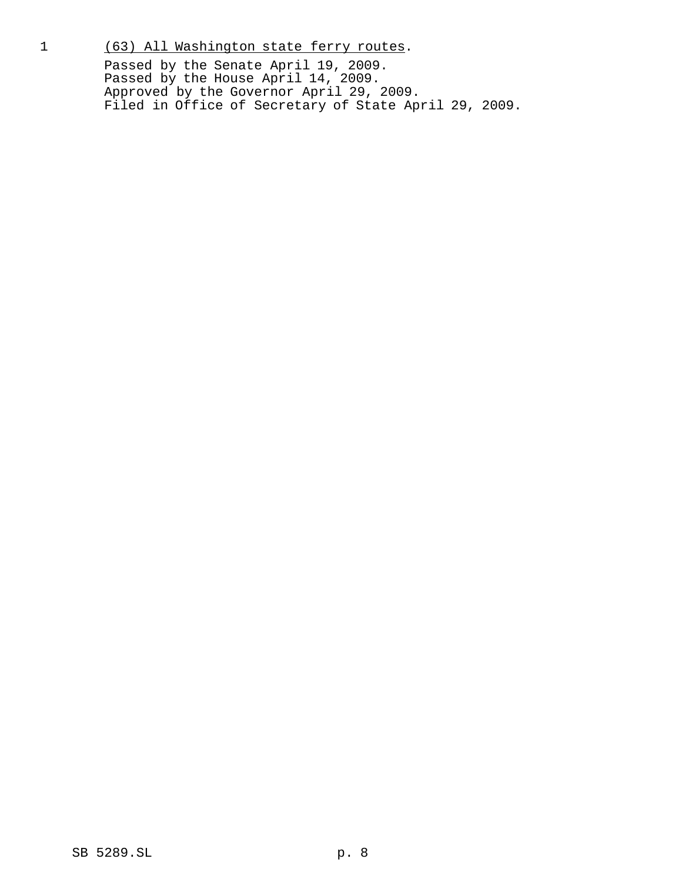<u>(63) All Washington state ferry routes</u>.

Passed by the Senate April 19, 2009.
Passed by the House April 14, 2009.
Approved by the Governor April 29, 2009.
Filed in Office of Secretary of State April 29, 2009.